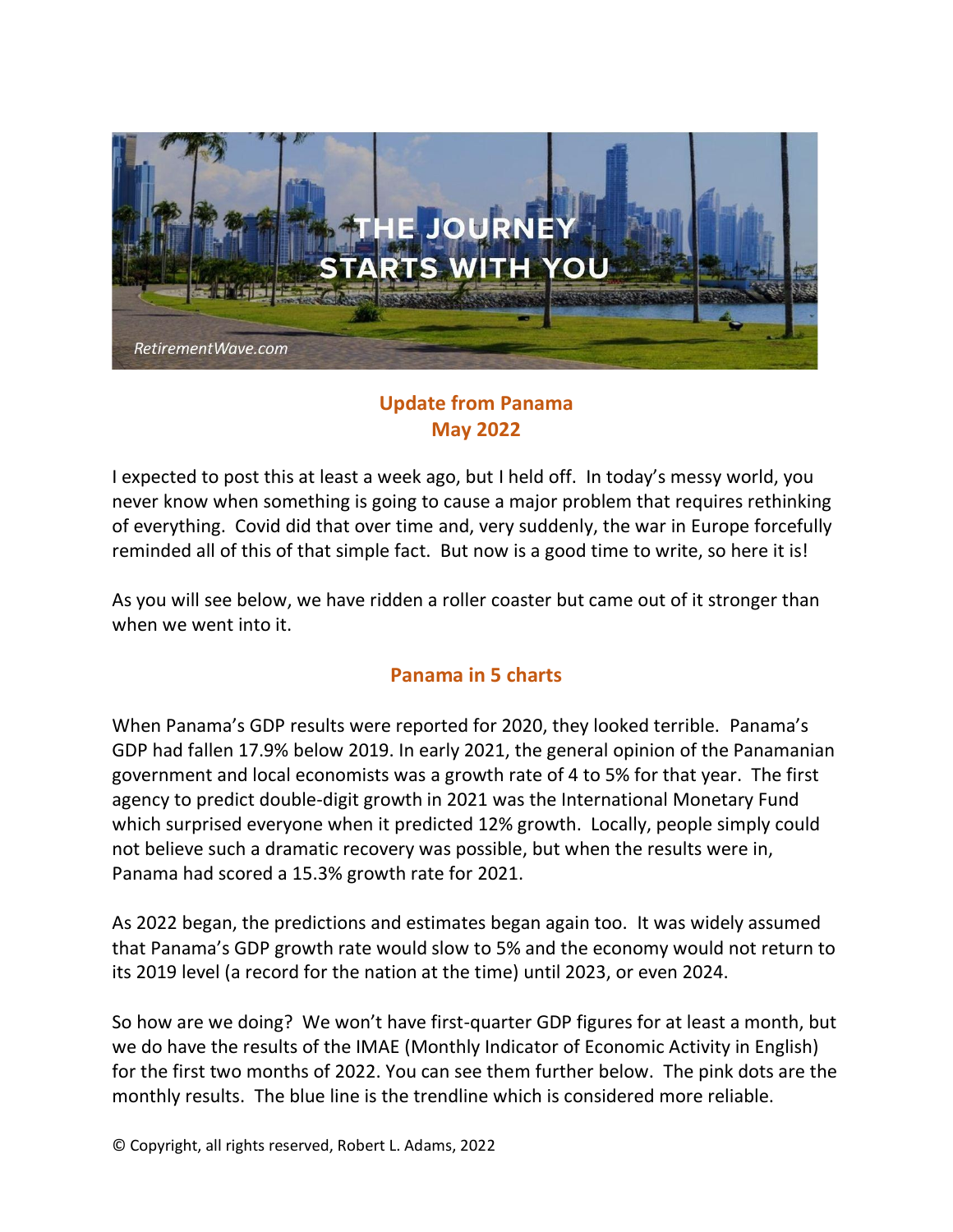THE JOURNEY STARTS WITH YOU

*RetirementWave.com*

## Update from Panama
## May 2022

I expected to post this at least a week ago, but I held off. In today's messy world, you never know when something is going to cause a major problem that requires rethinking of everything. Covid did that over time and, very suddenly, the war in Europe forcefully reminded all of this of that simple fact. But now is a good time to write, so here it is!

As you will see below, we have ridden a roller coaster but came out of it stronger than when we went into it.

### Panama in 5 charts

When Panama's GDP results were reported for 2020, they looked terrible. Panama's GDP had fallen 17.9% below 2019. In early 2021, the general opinion of the Panamanian government and local economists was a growth rate of 4 to 5% for that year. The first agency to predict double-digit growth in 2021 was the International Monetary Fund which surprised everyone when it predicted 12% growth. Locally, people simply could not believe such a dramatic recovery was possible, but when the results were in, Panama had scored a 15.3% growth rate for 2021.

As 2022 began, the predictions and estimates began again too. It was widely assumed that Panama's GDP growth rate would slow to 5% and the economy would not return to its 2019 level (a record for the nation at the time) until 2023, or even 2024.

So how are we doing? We won't have first-quarter GDP figures for at least a month, but we do have the results of the IMAE (Monthly Indicator of Economic Activity in English) for the first two months of 2022. You can see them further below. The pink dots are the monthly results. The blue line is the trendline which is considered more reliable.

© Copyright, all rights reserved, Robert L. Adams, 2022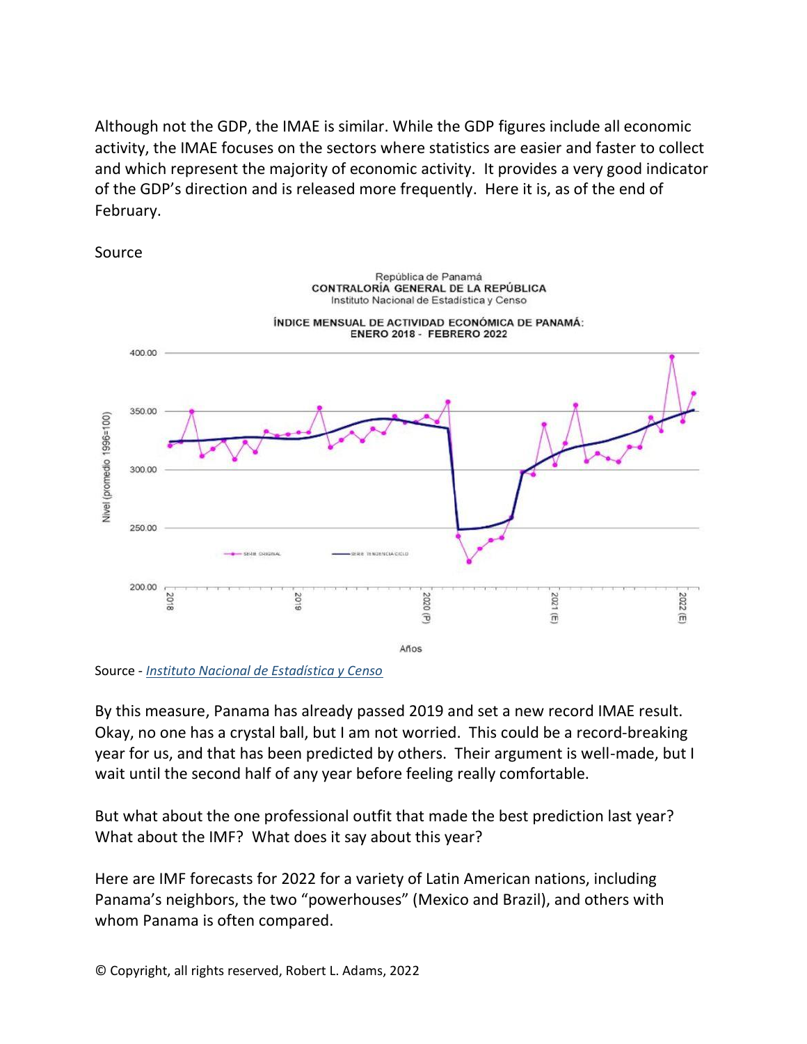Although not the GDP, the IMAE is similar. While the GDP figures include all economic activity, the IMAE focuses on the sectors where statistics are easier and faster to collect and which represent the majority of economic activity. It provides a very good indicator of the GDP's direction and is released more frequently. Here it is, as of the end of February.

Source

Source - *Instituto Nacional de Estadística y Censo*

By this measure, Panama has already passed 2019 and set a new record IMAE result. Okay, no one has a crystal ball, but I am not worried. This could be a record-breaking year for us, and that has been predicted by others. Their argument is well-made, but I wait until the second half of any year before feeling really comfortable.

But what about the one professional outfit that made the best prediction last year? What about the IMF? What does it say about this year?

Here are IMF forecasts for 2022 for a variety of Latin American nations, including Panama's neighbors, the two "powerhouses" (Mexico and Brazil), and others with whom Panama is often compared.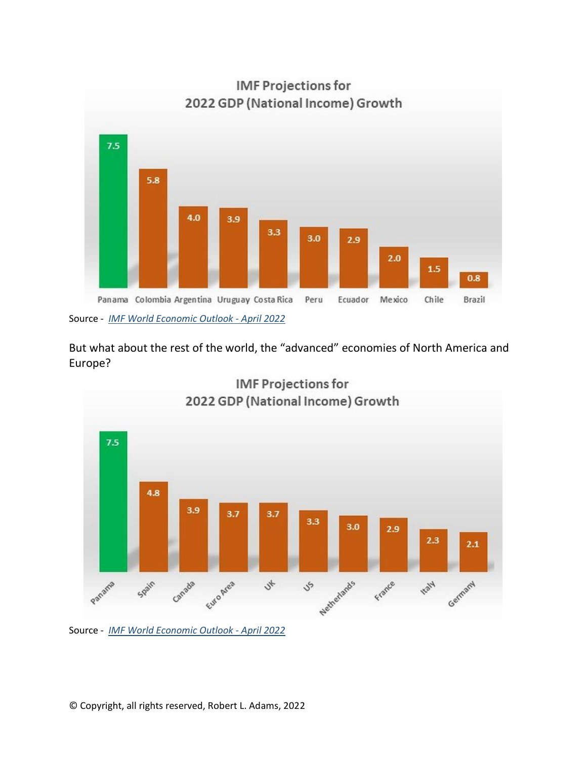**IMF Projections for 2022 GDP (National Income) Growth**

| Country | Growth |
|---|---|
| Panama | 7.5 |
| Colombia | 5.8 |
| Argentina | 4.0 |
| Uruguay | 3.9 |
| Costa Rica | 3.3 |
| Peru | 3.0 |
| Ecuador | 2.9 |
| Mexico | 2.0 |
| Chile | 1.5 |
| Brazil | 0.8 |

Source - *IMF World Economic Outlook - April 2022*

But what about the rest of the world, the "advanced" economies of North America and Europe?

**IMF Projections for 2022 GDP (National Income) Growth**

| Country | Growth |
|---|---|
| Panama | 7.5 |
| Spain | 4.8 |
| Canada | 3.9 |
| Euro Area | 3.7 |
| UK | 3.7 |
| US | 3.3 |
| Netherlands | 3.0 |
| France | 2.9 |
| Italy | 2.3 |
| Germany | 2.1 |

Source - *IMF World Economic Outlook - April 2022*

© Copyright, all rights reserved, Robert L. Adams, 2022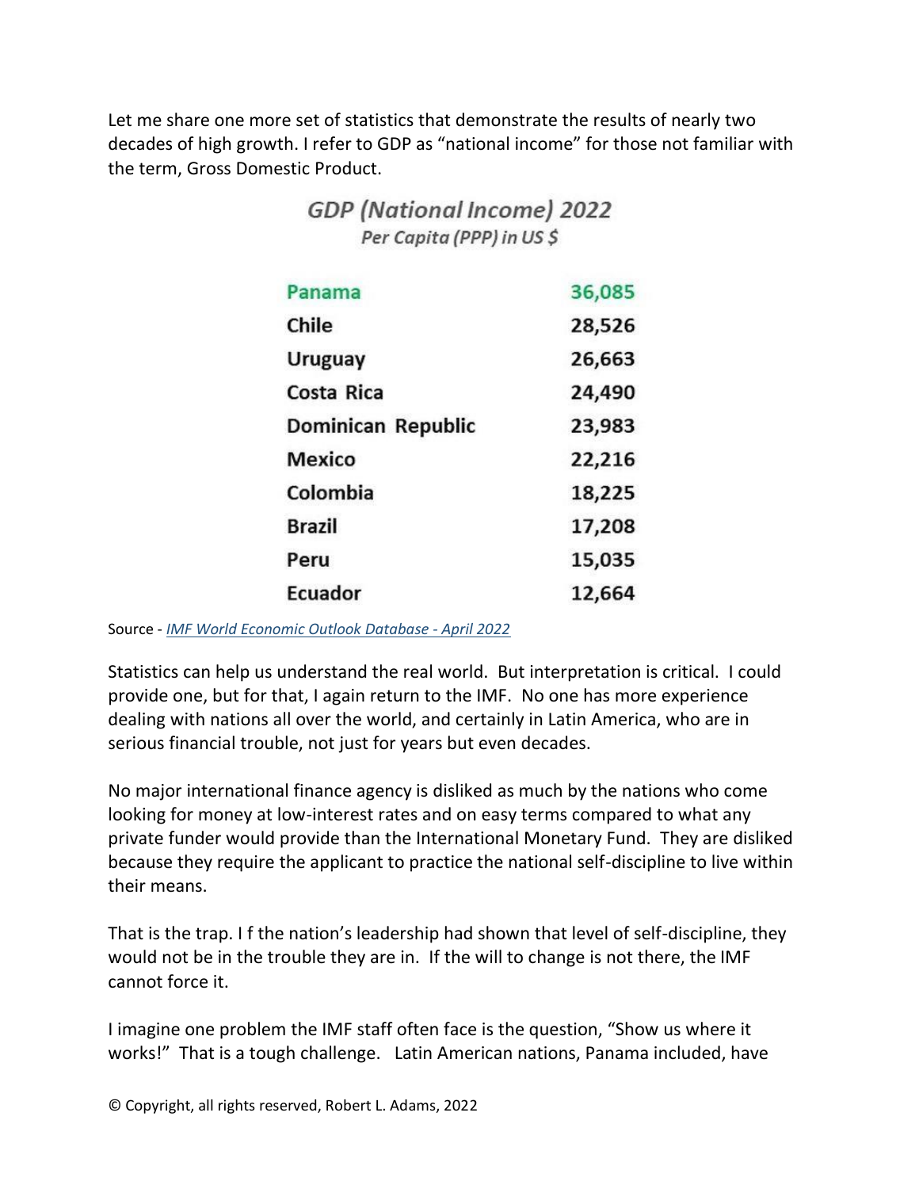Let me share one more set of statistics that demonstrate the results of nearly two decades of high growth. I refer to GDP as "national income" for those not familiar with the term, Gross Domestic Product.

**GDP (National Income) 2022**
*Per Capita (PPP) in US $*

| Country | GDP per capita |
|---|---|
| Panama | 36,085 |
| Chile | 28,526 |
| Uruguay | 26,663 |
| Costa Rica | 24,490 |
| Dominican Republic | 23,983 |
| Mexico | 22,216 |
| Colombia | 18,225 |
| Brazil | 17,208 |
| Peru | 15,035 |
| Ecuador | 12,664 |

Source - *IMF World Economic Outlook Database - April 2022*

Statistics can help us understand the real world. But interpretation is critical. I could provide one, but for that, I again return to the IMF. No one has more experience dealing with nations all over the world, and certainly in Latin America, who are in serious financial trouble, not just for years but even decades.

No major international finance agency is disliked as much by the nations who come looking for money at low-interest rates and on easy terms compared to what any private funder would provide than the International Monetary Fund. They are disliked because they require the applicant to practice the national self-discipline to live within their means.

That is the trap. I f the nation's leadership had shown that level of self-discipline, they would not be in the trouble they are in. If the will to change is not there, the IMF cannot force it.

I imagine one problem the IMF staff often face is the question, "Show us where it works!" That is a tough challenge. Latin American nations, Panama included, have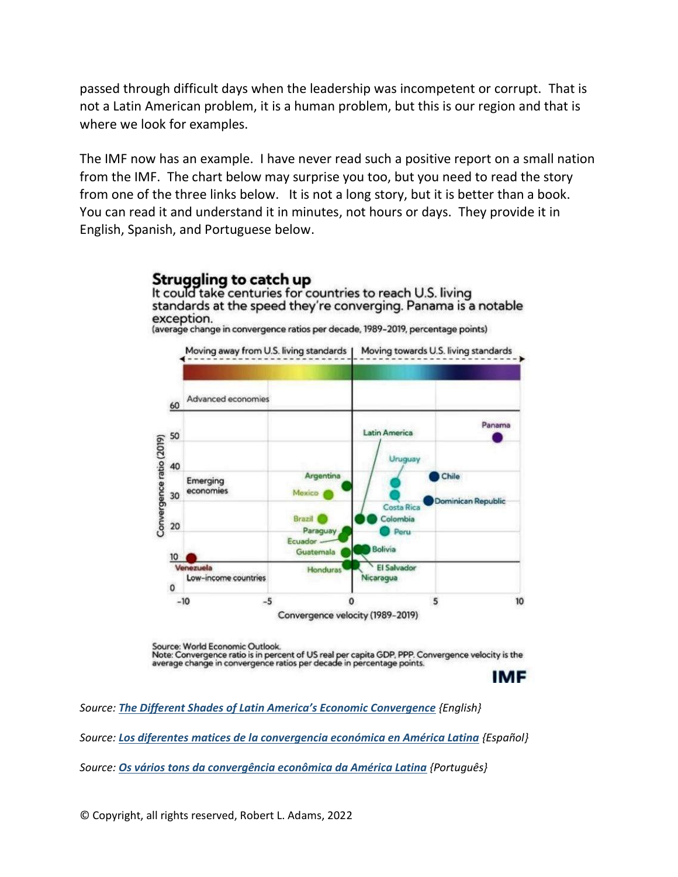passed through difficult days when the leadership was incompetent or corrupt. That is not a Latin American problem, it is a human problem, but this is our region and that is where we look for examples.

The IMF now has an example. I have never read such a positive report on a small nation from the IMF. The chart below may surprise you too, but you need to read the story from one of the three links below. It is not a long story, but it is better than a book. You can read it and understand it in minutes, not hours or days. They provide it in English, Spanish, and Portuguese below.

**Struggling to catch up**

It could take centuries for countries to reach U.S. living standards at the speed they're converging. Panama is a notable exception.

(average change in convergence ratios per decade, 1989-2019, percentage points)

Source: World Economic Outlook.
Note: Convergence ratio is in percent of US real per capita GDP, PPP. Convergence velocity is the average change in convergence ratios per decade in percentage points.

IMF

*Source: The Different Shades of Latin America's Economic Convergence {English}*

*Source: Los diferentes matices de la convergencia económica en América Latina {Español}*

*Source: Os vários tons da convergência econômica da América Latina {Português}*

© Copyright, all rights reserved, Robert L. Adams, 2022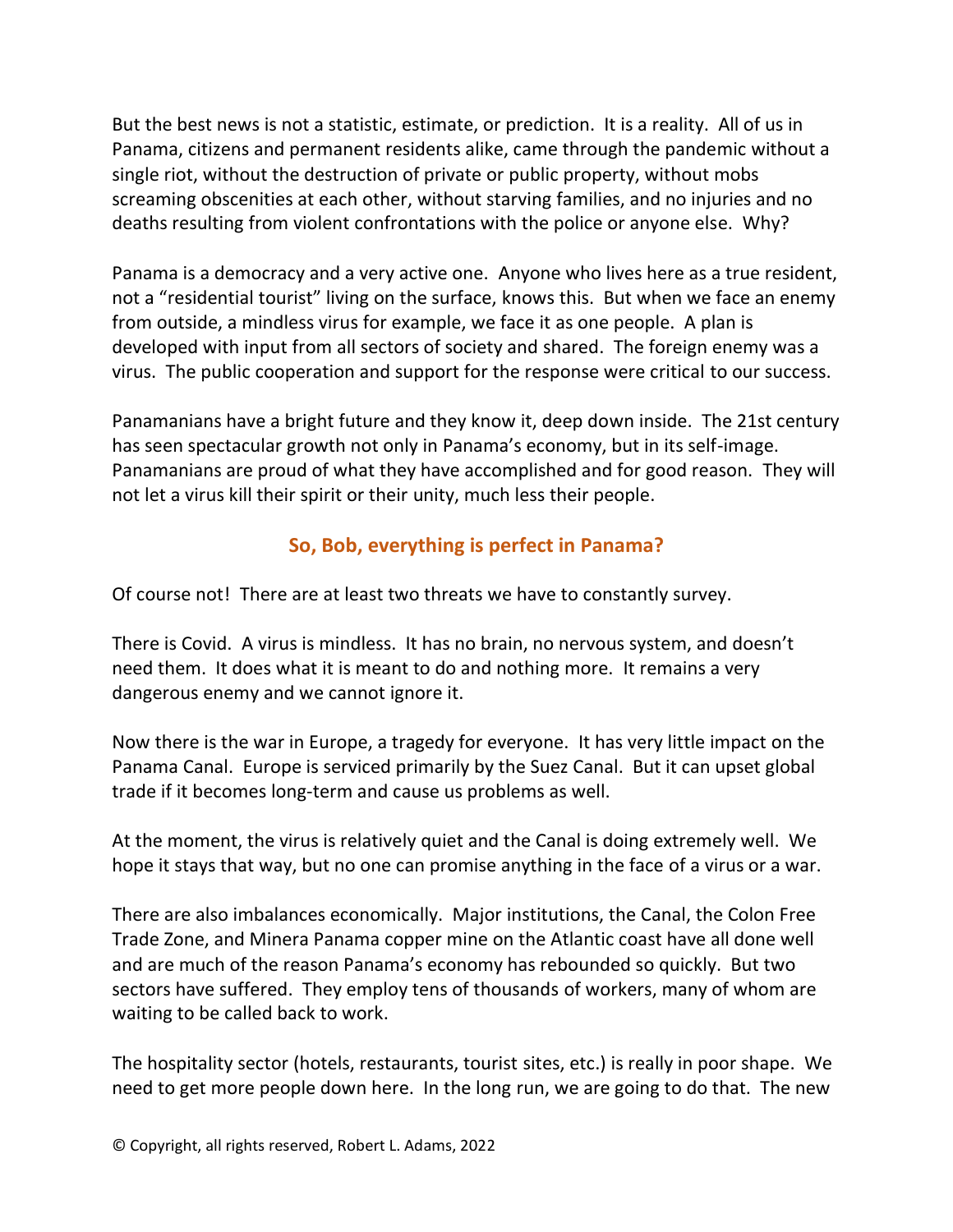But the best news is not a statistic, estimate, or prediction. It is a reality. All of us in Panama, citizens and permanent residents alike, came through the pandemic without a single riot, without the destruction of private or public property, without mobs screaming obscenities at each other, without starving families, and no injuries and no deaths resulting from violent confrontations with the police or anyone else. Why?

Panama is a democracy and a very active one. Anyone who lives here as a true resident, not a "residential tourist" living on the surface, knows this. But when we face an enemy from outside, a mindless virus for example, we face it as one people. A plan is developed with input from all sectors of society and shared. The foreign enemy was a virus. The public cooperation and support for the response were critical to our success.

Panamanians have a bright future and they know it, deep down inside. The 21st century has seen spectacular growth not only in Panama's economy, but in its self-image. Panamanians are proud of what they have accomplished and for good reason. They will not let a virus kill their spirit or their unity, much less their people.

## So, Bob, everything is perfect in Panama?

Of course not! There are at least two threats we have to constantly survey.

There is Covid. A virus is mindless. It has no brain, no nervous system, and doesn't need them. It does what it is meant to do and nothing more. It remains a very dangerous enemy and we cannot ignore it.

Now there is the war in Europe, a tragedy for everyone. It has very little impact on the Panama Canal. Europe is serviced primarily by the Suez Canal. But it can upset global trade if it becomes long-term and cause us problems as well.

At the moment, the virus is relatively quiet and the Canal is doing extremely well. We hope it stays that way, but no one can promise anything in the face of a virus or a war.

There are also imbalances economically. Major institutions, the Canal, the Colon Free Trade Zone, and Minera Panama copper mine on the Atlantic coast have all done well and are much of the reason Panama's economy has rebounded so quickly. But two sectors have suffered. They employ tens of thousands of workers, many of whom are waiting to be called back to work.

The hospitality sector (hotels, restaurants, tourist sites, etc.) is really in poor shape. We need to get more people down here. In the long run, we are going to do that. The new

© Copyright, all rights reserved, Robert L. Adams, 2022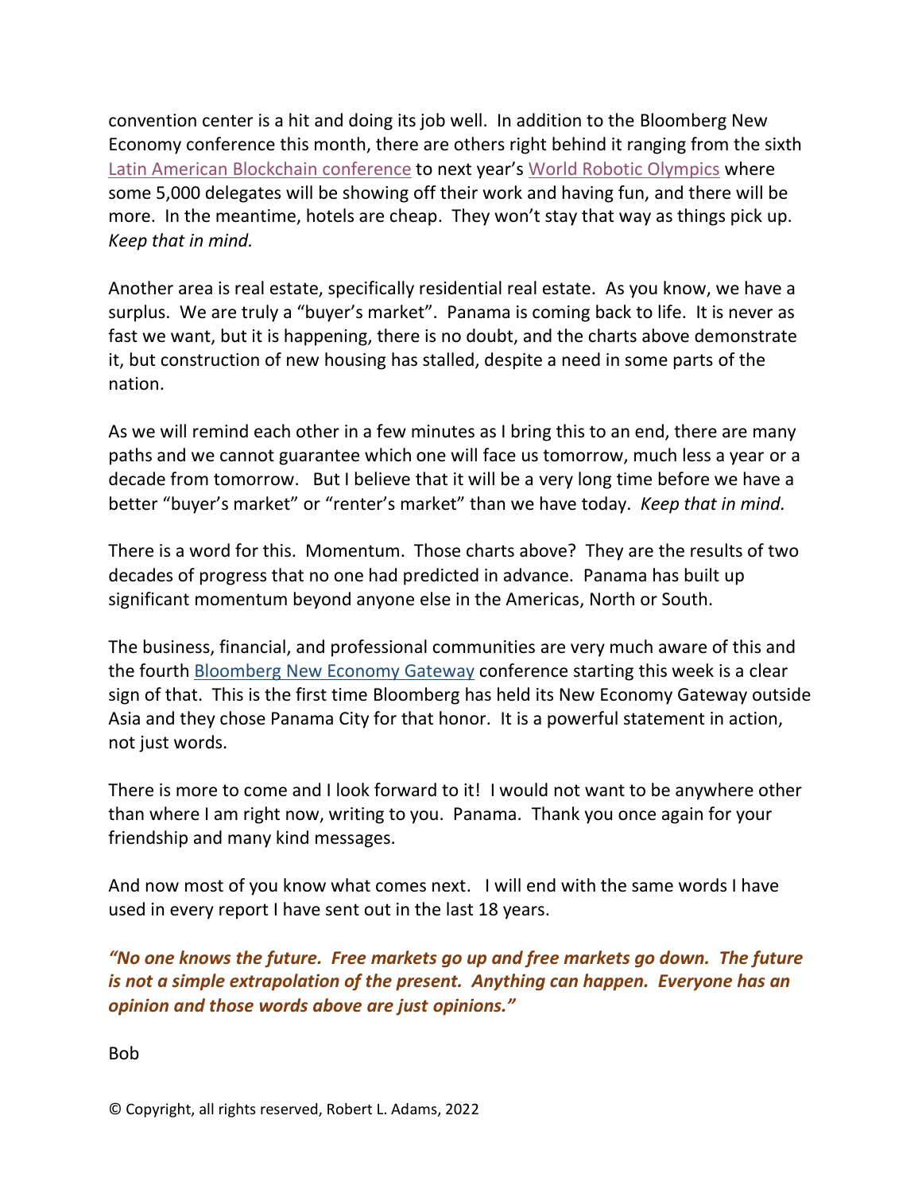convention center is a hit and doing its job well. In addition to the Bloomberg New Economy conference this month, there are others right behind it ranging from the sixth Latin American Blockchain conference to next year's World Robotic Olympics where some 5,000 delegates will be showing off their work and having fun, and there will be more. In the meantime, hotels are cheap. They won't stay that way as things pick up. *Keep that in mind.*

Another area is real estate, specifically residential real estate. As you know, we have a surplus. We are truly a "buyer's market". Panama is coming back to life. It is never as fast we want, but it is happening, there is no doubt, and the charts above demonstrate it, but construction of new housing has stalled, despite a need in some parts of the nation.

As we will remind each other in a few minutes as I bring this to an end, there are many paths and we cannot guarantee which one will face us tomorrow, much less a year or a decade from tomorrow. But I believe that it will be a very long time before we have a better "buyer's market" or "renter's market" than we have today. *Keep that in mind.*

There is a word for this. Momentum. Those charts above? They are the results of two decades of progress that no one had predicted in advance. Panama has built up significant momentum beyond anyone else in the Americas, North or South.

The business, financial, and professional communities are very much aware of this and the fourth Bloomberg New Economy Gateway conference starting this week is a clear sign of that. This is the first time Bloomberg has held its New Economy Gateway outside Asia and they chose Panama City for that honor. It is a powerful statement in action, not just words.

There is more to come and I look forward to it! I would not want to be anywhere other than where I am right now, writing to you. Panama. Thank you once again for your friendship and many kind messages.

And now most of you know what comes next. I will end with the same words I have used in every report I have sent out in the last 18 years.

***"No one knows the future. Free markets go up and free markets go down. The future is not a simple extrapolation of the present. Anything can happen. Everyone has an opinion and those words above are just opinions."***

Bob

© Copyright, all rights reserved, Robert L. Adams, 2022